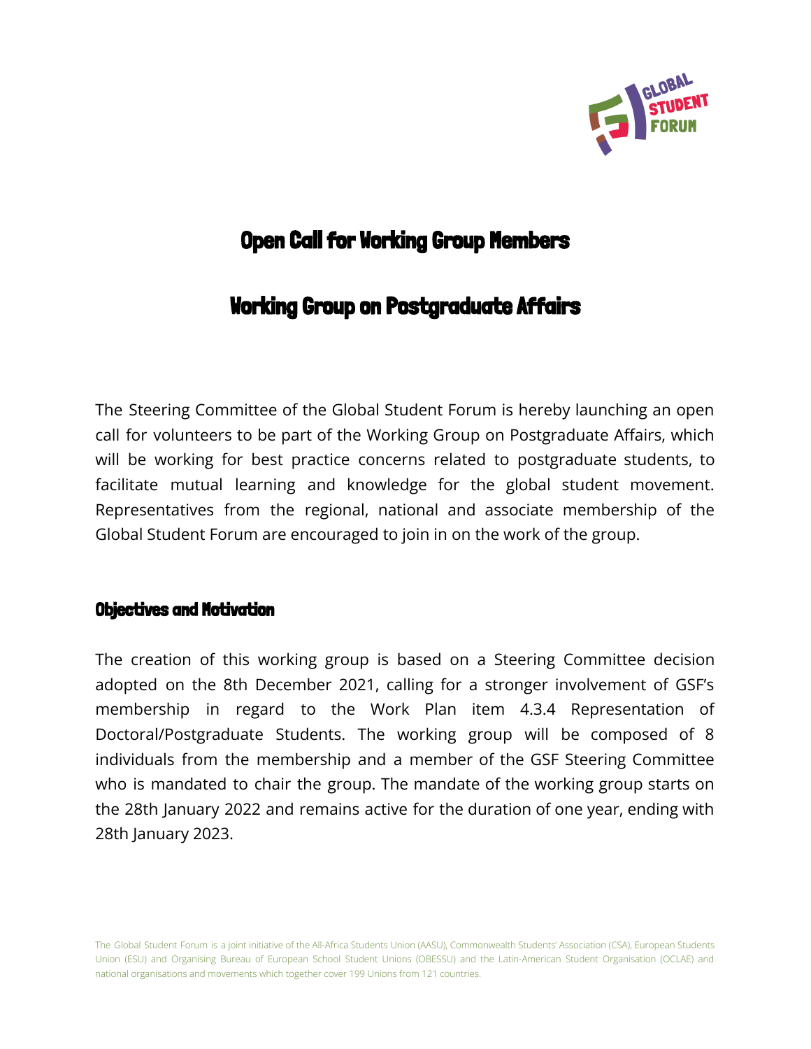# Open Call for Working Group Members

# Working Group on Postgraduate Affairs

The Steering Committee of the Global Student Forum is hereby launching an open call for volunteers to be part of the Working Group on Postgraduate Affairs, which will be working for best practice concerns related to postgraduate students, to facilitate mutual learning and knowledge for the global student movement. Representatives from the regional, national and associate membership of the Global Student Forum are encouraged to join in on the work of the group.

## Objectives and Motivation

The creation of this working group is based on a Steering Committee decision adopted on the 8th December 2021, calling for a stronger involvement of GSF's membership in regard to the Work Plan item 4.3.4 Representation of Doctoral/Postgraduate Students. The working group will be composed of 8 individuals from the membership and a member of the GSF Steering Committee who is mandated to chair the group. The mandate of the working group starts on the 28th January 2022 and remains active for the duration of one year, ending with 28th January 2023.

The Global Student Forum is a joint initiative of the All-Africa Students Union (AASU), Commonwealth Students' Association (CSA), European Students Union (ESU) and Organising Bureau of European School Student Unions (OBESSU) and the Latin-American Student Organisation (OCLAE) and national organisations and movements which together cover 199 Unions from 121 countries.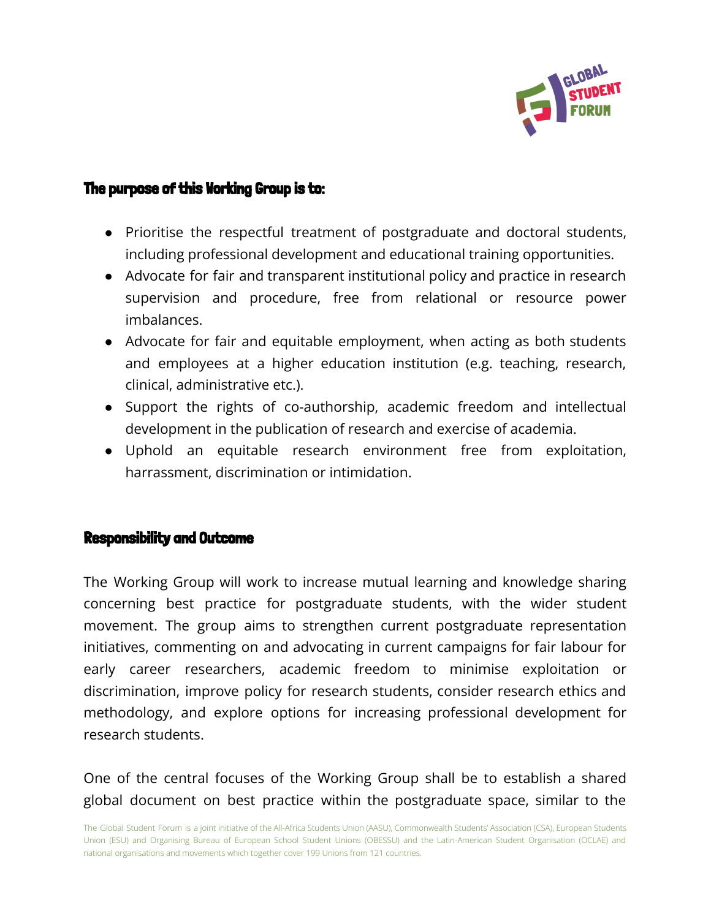### The purpose of this Working Group is to:

- Prioritise the respectful treatment of postgraduate and doctoral students, including professional development and educational training opportunities.
- Advocate for fair and transparent institutional policy and practice in research supervision and procedure, free from relational or resource power imbalances.
- Advocate for fair and equitable employment, when acting as both students and employees at a higher education institution (e.g. teaching, research, clinical, administrative etc.).
- Support the rights of co-authorship, academic freedom and intellectual development in the publication of research and exercise of academia.
- Uphold an equitable research environment free from exploitation, harrassment, discrimination or intimidation.

### Responsibility and Outcome

The Working Group will work to increase mutual learning and knowledge sharing concerning best practice for postgraduate students, with the wider student movement. The group aims to strengthen current postgraduate representation initiatives, commenting on and advocating in current campaigns for fair labour for early career researchers, academic freedom to minimise exploitation or discrimination, improve policy for research students, consider research ethics and methodology, and explore options for increasing professional development for research students.

One of the central focuses of the Working Group shall be to establish a shared global document on best practice within the postgraduate space, similar to the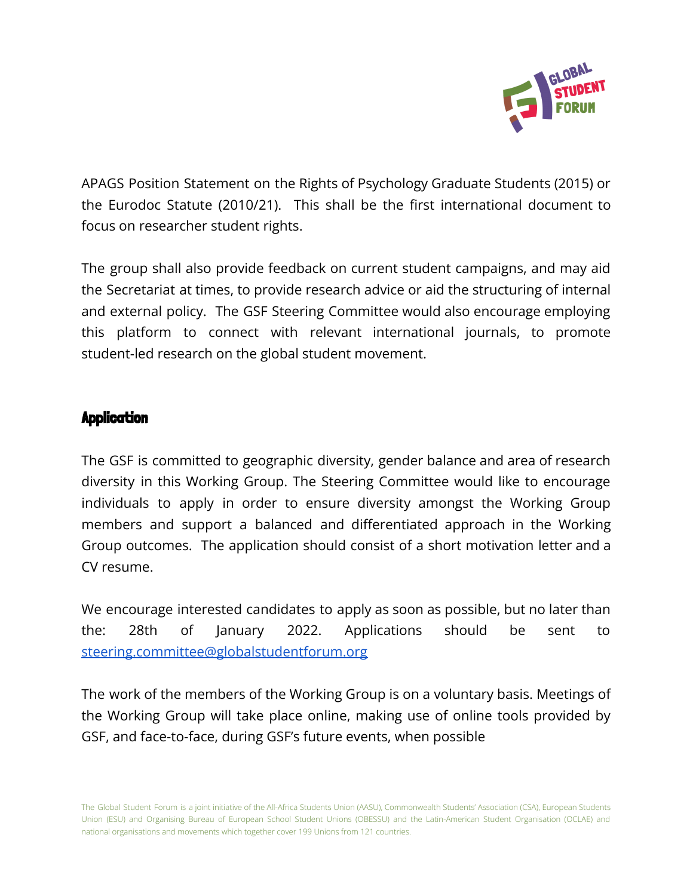APAGS Position Statement on the Rights of Psychology Graduate Students (2015) or the Eurodoc Statute (2010/21). This shall be the first international document to focus on researcher student rights.

The group shall also provide feedback on current student campaigns, and may aid the Secretariat at times, to provide research advice or aid the structuring of internal and external policy. The GSF Steering Committee would also encourage employing this platform to connect with relevant international journals, to promote student-led research on the global student movement.

## Application

The GSF is committed to geographic diversity, gender balance and area of research diversity in this Working Group. The Steering Committee would like to encourage individuals to apply in order to ensure diversity amongst the Working Group members and support a balanced and differentiated approach in the Working Group outcomes. The application should consist of a short motivation letter and a CV resume.

We encourage interested candidates to apply as soon as possible, but no later than the: 28th of January 2022. Applications should be sent to [steering.committee@globalstudentforum.org](mailto:steering.committee@globalstudentforum.org)

The work of the members of the Working Group is on a voluntary basis. Meetings of the Working Group will take place online, making use of online tools provided by GSF, and face-to-face, during GSF's future events, when possible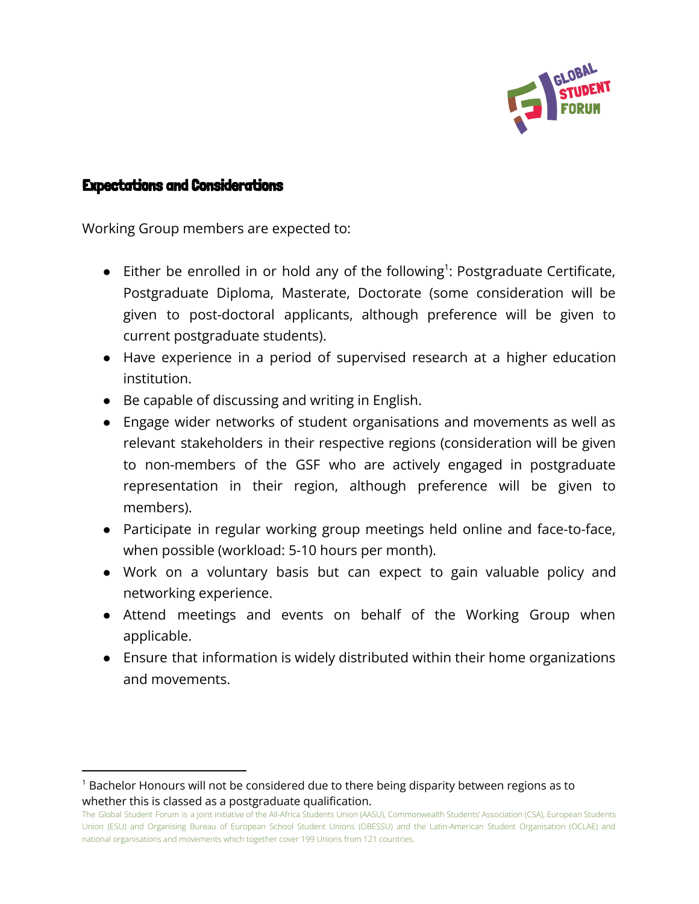## Expectations and Considerations

Working Group members are expected to:

- Either be enrolled in or hold any of the following[1]: Postgraduate Certificate, Postgraduate Diploma, Masterate, Doctorate (some consideration will be given to post-doctoral applicants, although preference will be given to current postgraduate students).
- Have experience in a period of supervised research at a higher education institution.
- Be capable of discussing and writing in English.
- Engage wider networks of student organisations and movements as well as relevant stakeholders in their respective regions (consideration will be given to non-members of the GSF who are actively engaged in postgraduate representation in their region, although preference will be given to members).
- Participate in regular working group meetings held online and face-to-face, when possible (workload: 5-10 hours per month).
- Work on a voluntary basis but can expect to gain valuable policy and networking experience.
- Attend meetings and events on behalf of the Working Group when applicable.
- Ensure that information is widely distributed within their home organizations and movements.

[1] Bachelor Honours will not be considered due to there being disparity between regions as to whether this is classed as a postgraduate qualification.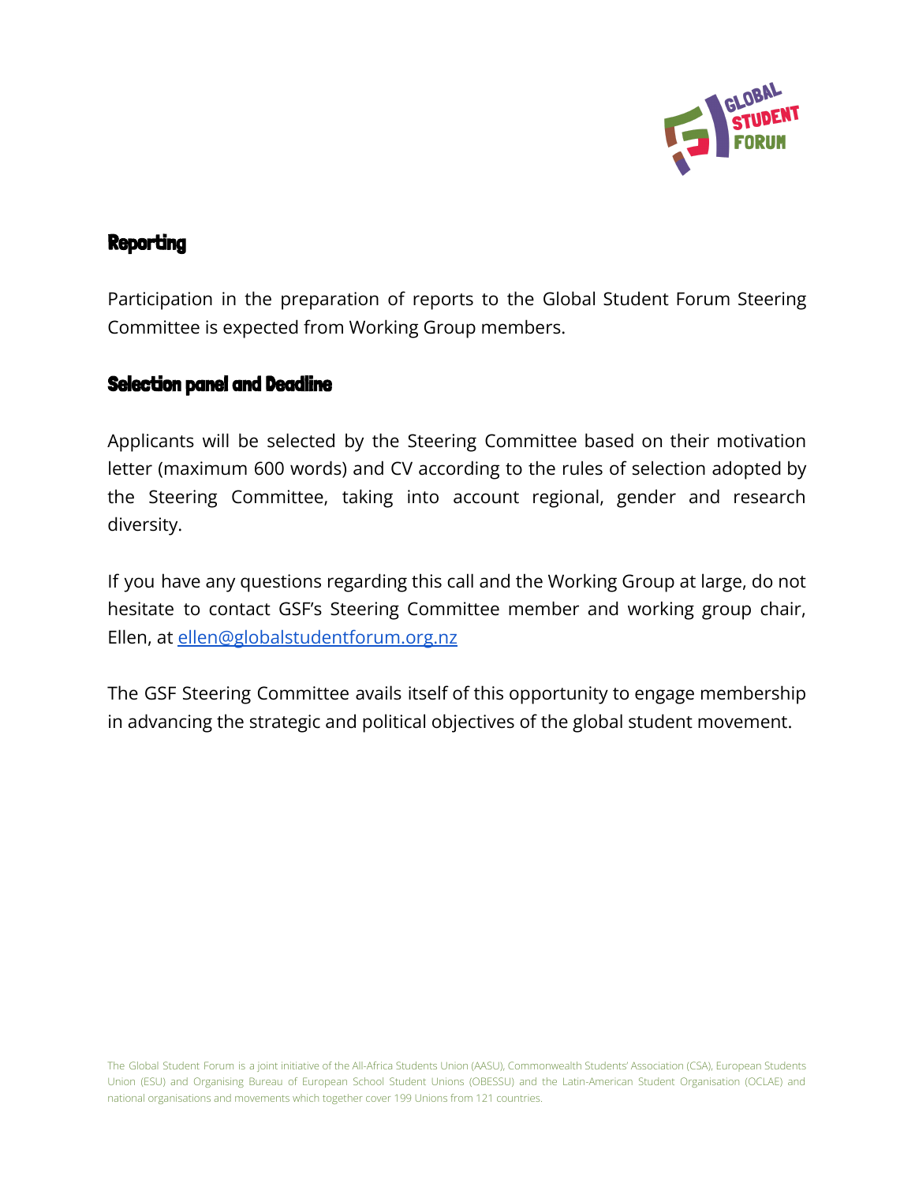## Reporting

Participation in the preparation of reports to the Global Student Forum Steering Committee is expected from Working Group members.

## Selection panel and Deadline

Applicants will be selected by the Steering Committee based on their motivation letter (maximum 600 words) and CV according to the rules of selection adopted by the Steering Committee, taking into account regional, gender and research diversity.

If you have any questions regarding this call and the Working Group at large, do not hesitate to contact GSF's Steering Committee member and working group chair, Ellen, at ellen@globalstudentforum.org.nz

The GSF Steering Committee avails itself of this opportunity to engage membership in advancing the strategic and political objectives of the global student movement.